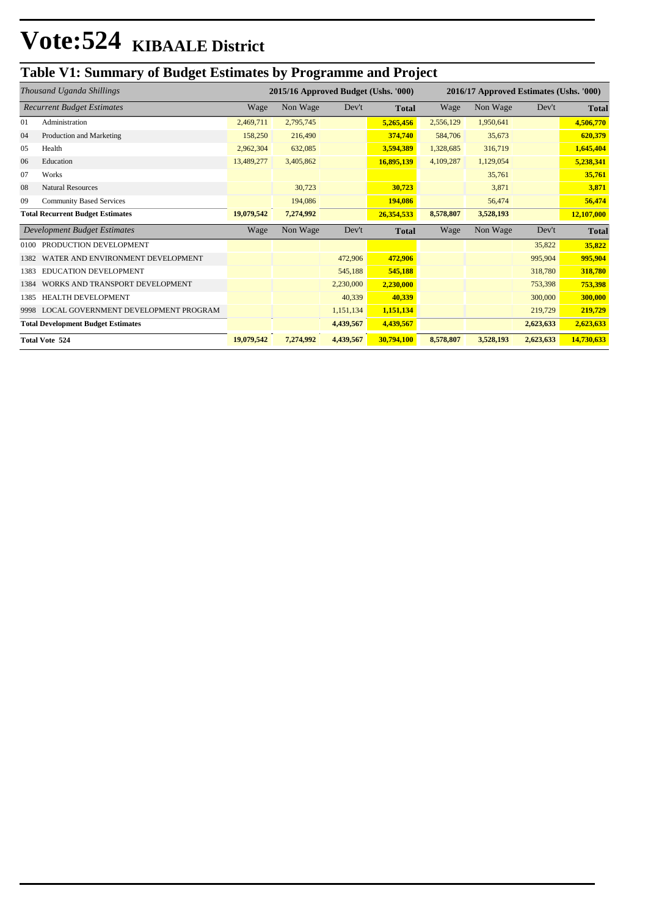# Vote:524 KIBAALE District

## Table V1: Summary of Budget Estimates by Programme and Project

| *Thousand Uganda Shillings* | 2015/16 Approved Budget (Ushs. '000) | | | | 2016/17 Approved Estimates (Ushs. '000) | | | |
|---|---|---|---|---|---|---|---|---|
| *Recurrent Budget Estimates* | Wage | Non Wage | Dev't | **Total** | Wage | Non Wage | Dev't | **Total** |
| 01 Administration | 2,469,711 | 2,795,745 | | **5,265,456** | 2,556,129 | 1,950,641 | | **4,506,770** |
| 04 Production and Marketing | 158,250 | 216,490 | | **374,740** | 584,706 | 35,673 | | **620,379** |
| 05 Health | 2,962,304 | 632,085 | | **3,594,389** | 1,328,685 | 316,719 | | **1,645,404** |
| 06 Education | 13,489,277 | 3,405,862 | | **16,895,139** | 4,109,287 | 1,129,054 | | **5,238,341** |
| 07 Works | | | | | | 35,761 | | **35,761** |
| 08 Natural Resources | | 30,723 | | **30,723** | | 3,871 | | **3,871** |
| 09 Community Based Services | | 194,086 | | **194,086** | | 56,474 | | **56,474** |
| **Total Recurrent Budget Estimates** | **19,079,542** | **7,274,992** | | **26,354,533** | **8,578,807** | **3,528,193** | | **12,107,000** |
| *Development Budget Estimates* | Wage | Non Wage | Dev't | **Total** | Wage | Non Wage | Dev't | **Total** |
| 0100 PRODUCTION DEVELOPMENT | | | | | | | 35,822 | **35,822** |
| 1382 WATER AND ENVIRONMENT DEVELOPMENT | | | 472,906 | **472,906** | | | 995,904 | **995,904** |
| 1383 EDUCATION DEVELOPMENT | | | 545,188 | **545,188** | | | 318,780 | **318,780** |
| 1384 WORKS AND TRANSPORT DEVELOPMENT | | | 2,230,000 | **2,230,000** | | | 753,398 | **753,398** |
| 1385 HEALTH DEVELOPMENT | | | 40,339 | **40,339** | | | 300,000 | **300,000** |
| 9998 LOCAL GOVERNMENT DEVELOPMENT PROGRAM | | | 1,151,134 | **1,151,134** | | | 219,729 | **219,729** |
| **Total Development Budget Estimates** | | | **4,439,567** | **4,439,567** | | | **2,623,633** | **2,623,633** |
| **Total Vote 524** | **19,079,542** | **7,274,992** | **4,439,567** | **30,794,100** | **8,578,807** | **3,528,193** | **2,623,633** | **14,730,633** |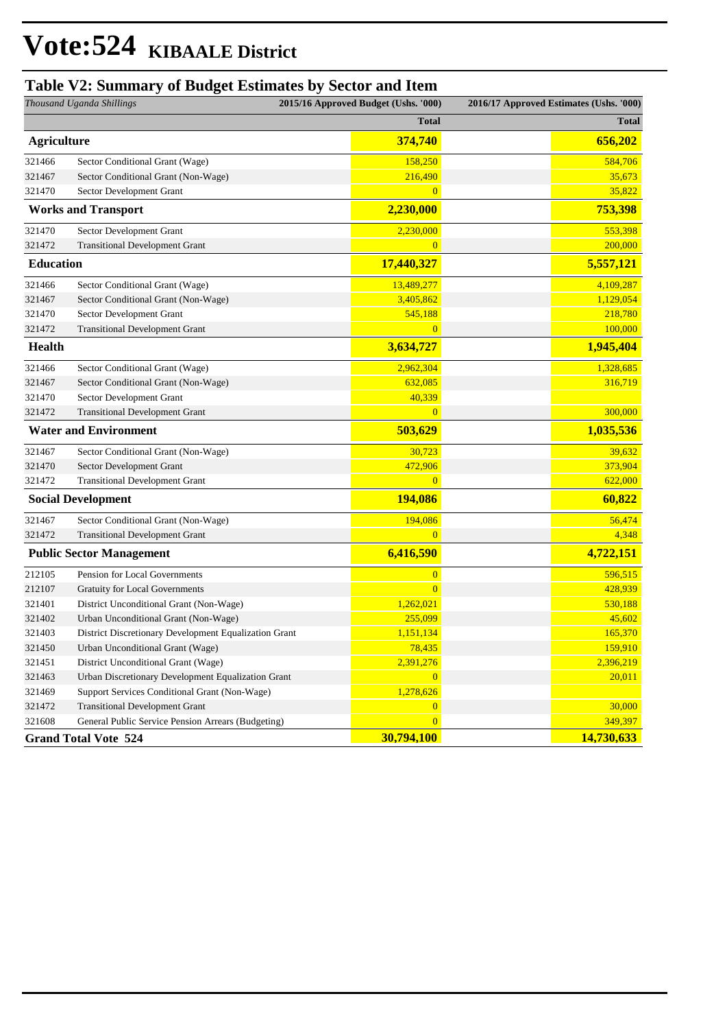# Vote:524 KIBAALE District

## Table V2: Summary of Budget Estimates by Sector and Item

| *Thousand Uganda Shillings* | | 2015/16 Approved Budget (Ushs. '000) | 2016/17 Approved Estimates (Ushs. '000) |
|---|---|---|---|
| | | **Total** | **Total** |
| **Agriculture** | | **374,740** | **656,202** |
| 321466 | Sector Conditional Grant (Wage) | 158,250 | 584,706 |
| 321467 | Sector Conditional Grant (Non-Wage) | 216,490 | 35,673 |
| 321470 | Sector Development Grant | 0 | 35,822 |
| **Works and Transport** | | **2,230,000** | **753,398** |
| 321470 | Sector Development Grant | 2,230,000 | 553,398 |
| 321472 | Transitional Development Grant | 0 | 200,000 |
| **Education** | | **17,440,327** | **5,557,121** |
| 321466 | Sector Conditional Grant (Wage) | 13,489,277 | 4,109,287 |
| 321467 | Sector Conditional Grant (Non-Wage) | 3,405,862 | 1,129,054 |
| 321470 | Sector Development Grant | 545,188 | 218,780 |
| 321472 | Transitional Development Grant | 0 | 100,000 |
| **Health** | | **3,634,727** | **1,945,404** |
| 321466 | Sector Conditional Grant (Wage) | 2,962,304 | 1,328,685 |
| 321467 | Sector Conditional Grant (Non-Wage) | 632,085 | 316,719 |
| 321470 | Sector Development Grant | 40,339 | |
| 321472 | Transitional Development Grant | 0 | 300,000 |
| **Water and Environment** | | **503,629** | **1,035,536** |
| 321467 | Sector Conditional Grant (Non-Wage) | 30,723 | 39,632 |
| 321470 | Sector Development Grant | 472,906 | 373,904 |
| 321472 | Transitional Development Grant | 0 | 622,000 |
| **Social Development** | | **194,086** | **60,822** |
| 321467 | Sector Conditional Grant (Non-Wage) | 194,086 | 56,474 |
| 321472 | Transitional Development Grant | 0 | 4,348 |
| **Public Sector Management** | | **6,416,590** | **4,722,151** |
| 212105 | Pension for Local Governments | 0 | 596,515 |
| 212107 | Gratuity for Local Governments | 0 | 428,939 |
| 321401 | District Unconditional Grant (Non-Wage) | 1,262,021 | 530,188 |
| 321402 | Urban Unconditional Grant (Non-Wage) | 255,099 | 45,602 |
| 321403 | District Discretionary Development Equalization Grant | 1,151,134 | 165,370 |
| 321450 | Urban Unconditional Grant (Wage) | 78,435 | 159,910 |
| 321451 | District Unconditional Grant (Wage) | 2,391,276 | 2,396,219 |
| 321463 | Urban Discretionary Development Equalization Grant | 0 | 20,011 |
| 321469 | Support Services Conditional Grant (Non-Wage) | 1,278,626 | |
| 321472 | Transitional Development Grant | 0 | 30,000 |
| 321608 | General Public Service Pension Arrears (Budgeting) | 0 | 349,397 |
| **Grand Total Vote 524** | | **30,794,100** | **14,730,633** |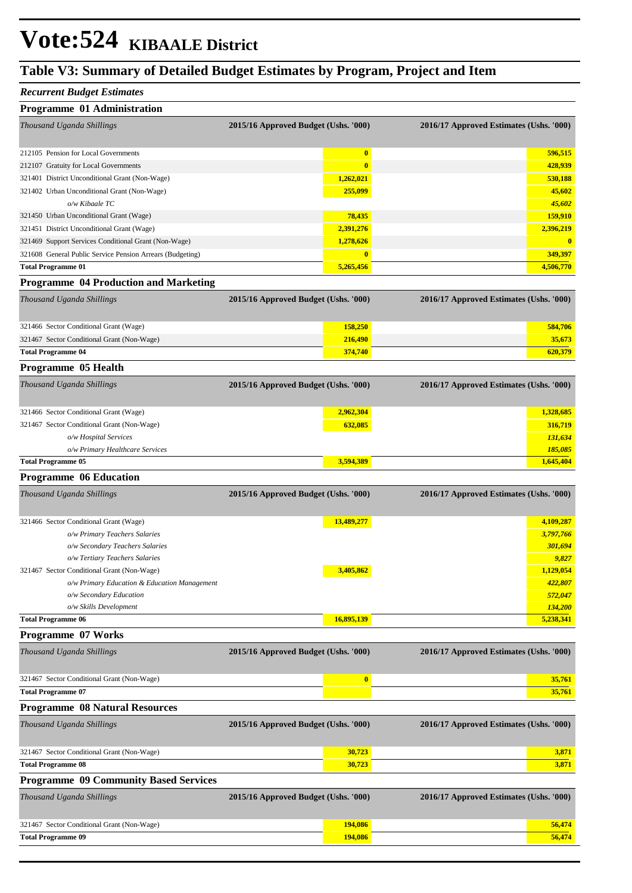# Vote:524 KIBAALE District

## Table V3: Summary of Detailed Budget Estimates by Program, Project and Item

*Recurrent Budget Estimates*

### Programme 01 Administration

| *Thousand Uganda Shillings* | 2015/16 Approved Budget (Ushs. '000) | 2016/17 Approved Estimates (Ushs. '000) |
|---|---|---|
| 212105 Pension for Local Governments | 0 | 596,515 |
| 212107 Gratuity for Local Governments | 0 | 428,939 |
| 321401 District Unconditional Grant (Non-Wage) | 1,262,021 | 530,188 |
| 321402 Urban Unconditional Grant (Non-Wage) | 255,099 | 45,602 |
| *o/w Kibaale TC* | | *45,602* |
| 321450 Urban Unconditional Grant (Wage) | 78,435 | 159,910 |
| 321451 District Unconditional Grant (Wage) | 2,391,276 | 2,396,219 |
| 321469 Support Services Conditional Grant (Non-Wage) | 1,278,626 | 0 |
| 321608 General Public Service Pension Arrears (Budgeting) | 0 | 349,397 |
| **Total Programme 01** | **5,265,456** | **4,506,770** |

### Programme 04 Production and Marketing

| *Thousand Uganda Shillings* | 2015/16 Approved Budget (Ushs. '000) | 2016/17 Approved Estimates (Ushs. '000) |
|---|---|---|
| 321466 Sector Conditional Grant (Wage) | 158,250 | 584,706 |
| 321467 Sector Conditional Grant (Non-Wage) | 216,490 | 35,673 |
| **Total Programme 04** | **374,740** | **620,379** |

### Programme 05 Health

| *Thousand Uganda Shillings* | 2015/16 Approved Budget (Ushs. '000) | 2016/17 Approved Estimates (Ushs. '000) |
|---|---|---|
| 321466 Sector Conditional Grant (Wage) | 2,962,304 | 1,328,685 |
| 321467 Sector Conditional Grant (Non-Wage) | 632,085 | 316,719 |
| *o/w Hospital Services* | | *131,634* |
| *o/w Primary Healthcare Services* | | *185,085* |
| **Total Programme 05** | **3,594,389** | **1,645,404** |

### Programme 06 Education

| *Thousand Uganda Shillings* | 2015/16 Approved Budget (Ushs. '000) | 2016/17 Approved Estimates (Ushs. '000) |
|---|---|---|
| 321466 Sector Conditional Grant (Wage) | 13,489,277 | 4,109,287 |
| *o/w Primary Teachers Salaries* | | *3,797,766* |
| *o/w Secondary Teachers Salaries* | | *301,694* |
| *o/w Tertiary Teachers Salaries* | | *9,827* |
| 321467 Sector Conditional Grant (Non-Wage) | 3,405,862 | 1,129,054 |
| *o/w Primary Education & Education Management* | | *422,807* |
| *o/w Secondary Education* | | *572,047* |
| *o/w Skills Development* | | *134,200* |
| **Total Programme 06** | **16,895,139** | **5,238,341** |

### Programme 07 Works

| *Thousand Uganda Shillings* | 2015/16 Approved Budget (Ushs. '000) | 2016/17 Approved Estimates (Ushs. '000) |
|---|---|---|
| 321467 Sector Conditional Grant (Non-Wage) | 0 | 35,761 |
| **Total Programme 07** | | **35,761** |

### Programme 08 Natural Resources

| *Thousand Uganda Shillings* | 2015/16 Approved Budget (Ushs. '000) | 2016/17 Approved Estimates (Ushs. '000) |
|---|---|---|
| 321467 Sector Conditional Grant (Non-Wage) | 30,723 | 3,871 |
| **Total Programme 08** | **30,723** | **3,871** |

### Programme 09 Community Based Services

| *Thousand Uganda Shillings* | 2015/16 Approved Budget (Ushs. '000) | 2016/17 Approved Estimates (Ushs. '000) |
|---|---|---|
| 321467 Sector Conditional Grant (Non-Wage) | 194,086 | 56,474 |
| **Total Programme 09** | **194,086** | **56,474** |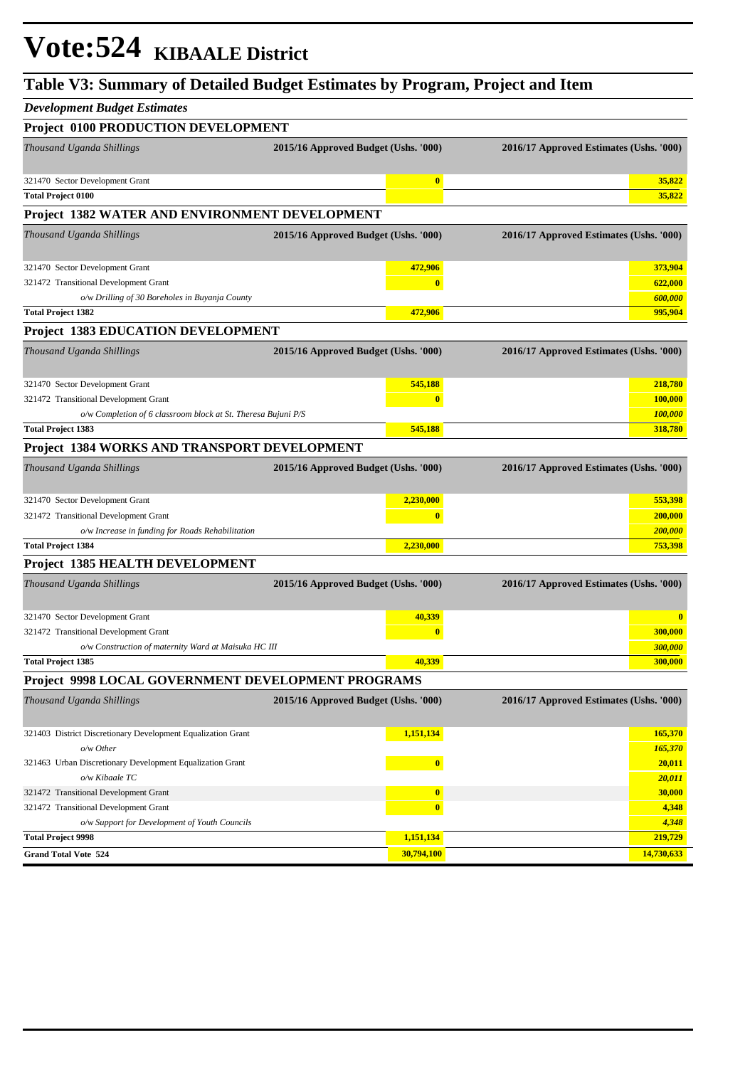# Vote:524 KIBAALE District

## Table V3: Summary of Detailed Budget Estimates by Program, Project and Item

### *Development Budget Estimates*

### Project 0100 PRODUCTION DEVELOPMENT

| *Thousand Uganda Shillings* | 2015/16 Approved Budget (Ushs. '000) | 2016/17 Approved Estimates (Ushs. '000) |
|---|---|---|
| 321470 Sector Development Grant | 0 | 35,822 |
| **Total Project 0100** | | 35,822 |

### Project 1382 WATER AND ENVIRONMENT DEVELOPMENT

| *Thousand Uganda Shillings* | 2015/16 Approved Budget (Ushs. '000) | 2016/17 Approved Estimates (Ushs. '000) |
|---|---|---|
| 321470 Sector Development Grant | 472,906 | 373,904 |
| 321472 Transitional Development Grant | 0 | 622,000 |
| *o/w Drilling of 30 Boreholes in Buyanja County* | | *600,000* |
| **Total Project 1382** | 472,906 | 995,904 |

### Project 1383 EDUCATION DEVELOPMENT

| *Thousand Uganda Shillings* | 2015/16 Approved Budget (Ushs. '000) | 2016/17 Approved Estimates (Ushs. '000) |
|---|---|---|
| 321470 Sector Development Grant | 545,188 | 218,780 |
| 321472 Transitional Development Grant | 0 | 100,000 |
| *o/w Completion of 6 classroom block at St. Theresa Bujuni P/S* | | *100,000* |
| **Total Project 1383** | 545,188 | 318,780 |

### Project 1384 WORKS AND TRANSPORT DEVELOPMENT

| *Thousand Uganda Shillings* | 2015/16 Approved Budget (Ushs. '000) | 2016/17 Approved Estimates (Ushs. '000) |
|---|---|---|
| 321470 Sector Development Grant | 2,230,000 | 553,398 |
| 321472 Transitional Development Grant | 0 | 200,000 |
| *o/w Increase in funding for Roads Rehabilitation* | | *200,000* |
| **Total Project 1384** | 2,230,000 | 753,398 |

### Project 1385 HEALTH DEVELOPMENT

| *Thousand Uganda Shillings* | 2015/16 Approved Budget (Ushs. '000) | 2016/17 Approved Estimates (Ushs. '000) |
|---|---|---|
| 321470 Sector Development Grant | 40,339 | 0 |
| 321472 Transitional Development Grant | 0 | 300,000 |
| *o/w Construction of maternity Ward at Maisuka HC III* | | *300,000* |
| **Total Project 1385** | 40,339 | 300,000 |

### Project 9998 LOCAL GOVERNMENT DEVELOPMENT PROGRAMS

| *Thousand Uganda Shillings* | 2015/16 Approved Budget (Ushs. '000) | 2016/17 Approved Estimates (Ushs. '000) |
|---|---|---|
| 321403 District Discretionary Development Equalization Grant | 1,151,134 | 165,370 |
| *o/w Other* | | *165,370* |
| 321463 Urban Discretionary Development Equalization Grant | 0 | 20,011 |
| *o/w Kibaale TC* | | *20,011* |
| 321472 Transitional Development Grant | 0 | 30,000 |
| 321472 Transitional Development Grant | 0 | 4,348 |
| *o/w Support for Development of Youth Councils* | | *4,348* |
| **Total Project 9998** | 1,151,134 | 219,729 |
| **Grand Total Vote 524** | 30,794,100 | 14,730,633 |